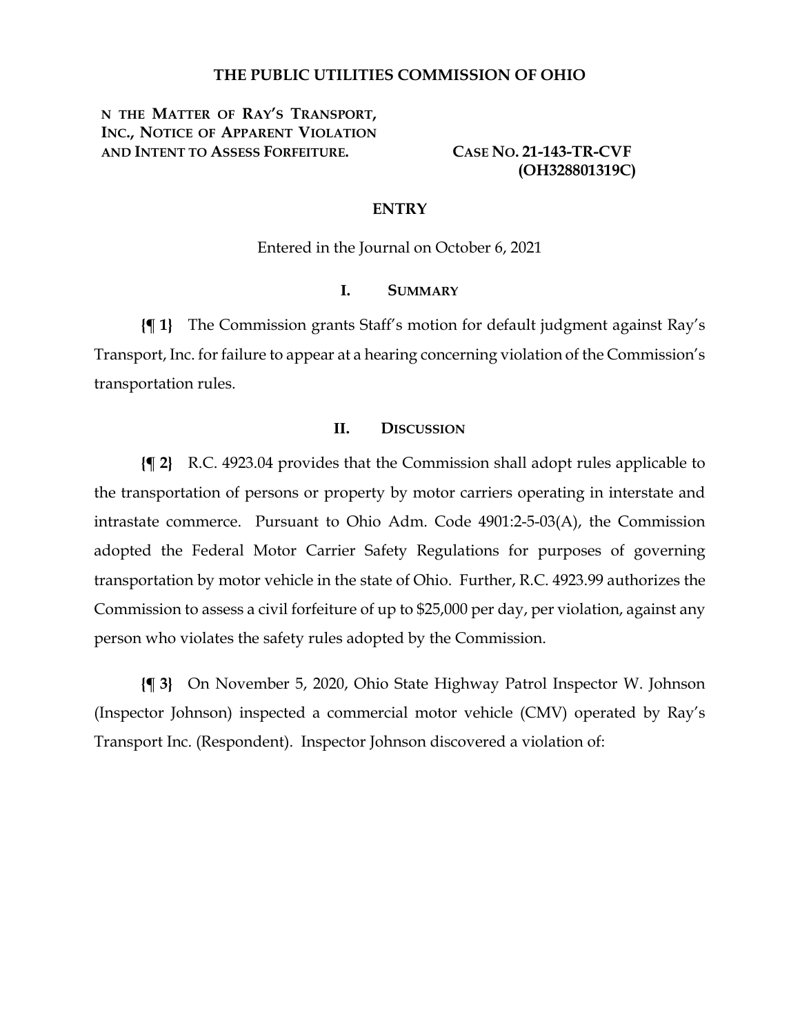# THE PUBLIC UTILITIES COMMISSION OF OHIO

N THE MATTER OF RAY'S TRANSPORT, INC., NOTICE OF APPARENT VIOLATION AND INTENT TO ASSESS FORFEITURE.

CASE NO. 21-143-TR-CVF (OH328801319C)

## ENTRY

Entered in the Journal on October 6, 2021

### I. SUMMARY

**{¶ 1}** The Commission grants Staff's motion for default judgment against Ray's Transport, Inc. for failure to appear at a hearing concerning violation of the Commission's transportation rules.

### II. DISCUSSION

**{¶ 2}** R.C. 4923.04 provides that the Commission shall adopt rules applicable to the transportation of persons or property by motor carriers operating in interstate and intrastate commerce. Pursuant to Ohio Adm. Code 4901:2-5-03(A), the Commission adopted the Federal Motor Carrier Safety Regulations for purposes of governing transportation by motor vehicle in the state of Ohio. Further, R.C. 4923.99 authorizes the Commission to assess a civil forfeiture of up to $25,000 per day, per violation, against any person who violates the safety rules adopted by the Commission.

**{¶ 3}** On November 5, 2020, Ohio State Highway Patrol Inspector W. Johnson (Inspector Johnson) inspected a commercial motor vehicle (CMV) operated by Ray's Transport Inc. (Respondent). Inspector Johnson discovered a violation of: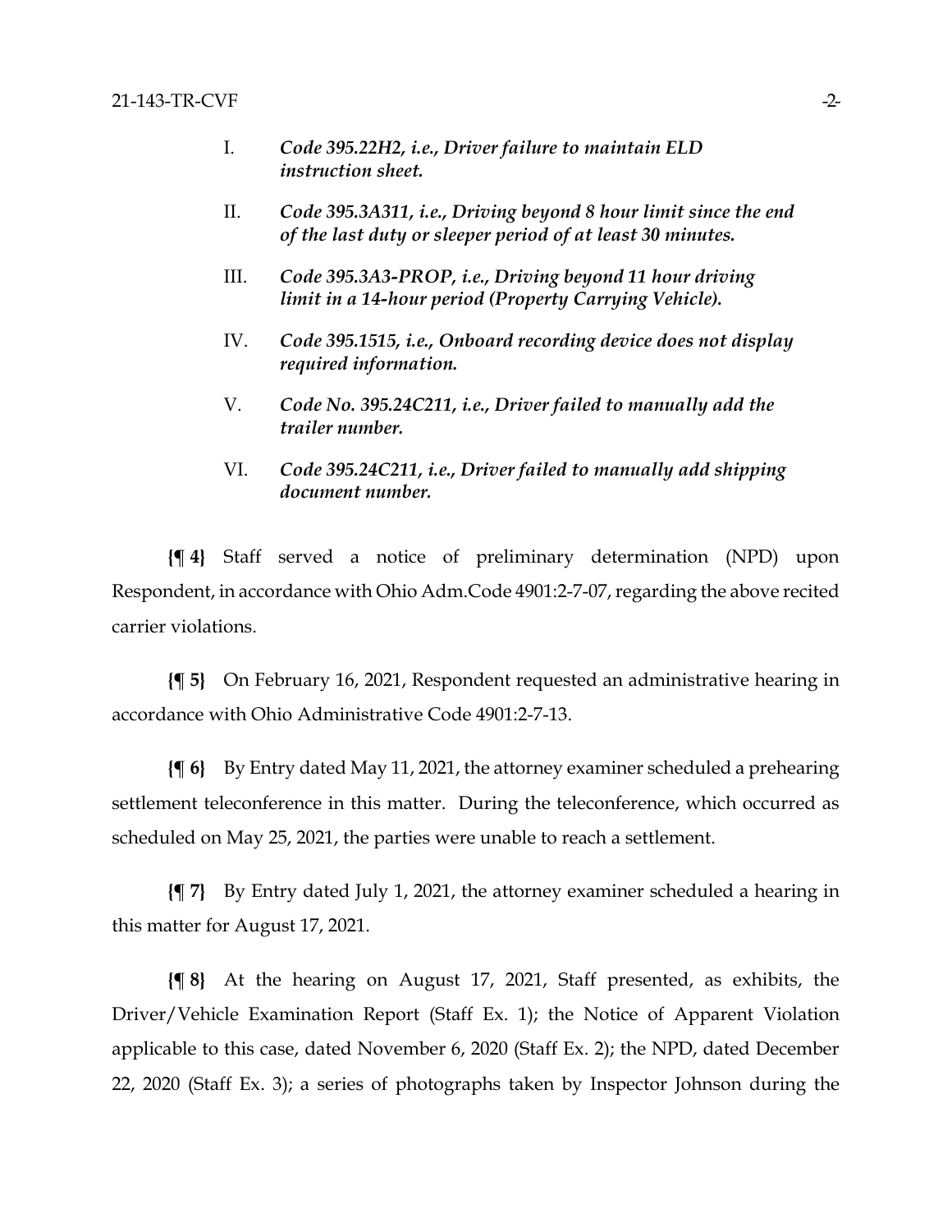I. ***Code 395.22H2, i.e., Driver failure to maintain ELD instruction sheet.***

II. ***Code 395.3A311, i.e., Driving beyond 8 hour limit since the end of the last duty or sleeper period of at least 30 minutes.***

III. ***Code 395.3A3-PROP, i.e., Driving beyond 11 hour driving limit in a 14-hour period (Property Carrying Vehicle).***

IV. ***Code 395.1515, i.e., Onboard recording device does not display required information.***

V. ***Code No. 395.24C211, i.e., Driver failed to manually add the trailer number.***

VI. ***Code 395.24C211, i.e., Driver failed to manually add shipping document number.***

**{¶ 4}** Staff served a notice of preliminary determination (NPD) upon Respondent, in accordance with Ohio Adm.Code 4901:2-7-07, regarding the above recited carrier violations.

**{¶ 5}** On February 16, 2021, Respondent requested an administrative hearing in accordance with Ohio Administrative Code 4901:2-7-13.

**{¶ 6}** By Entry dated May 11, 2021, the attorney examiner scheduled a prehearing settlement teleconference in this matter. During the teleconference, which occurred as scheduled on May 25, 2021, the parties were unable to reach a settlement.

**{¶ 7}** By Entry dated July 1, 2021, the attorney examiner scheduled a hearing in this matter for August 17, 2021.

**{¶ 8}** At the hearing on August 17, 2021, Staff presented, as exhibits, the Driver/Vehicle Examination Report (Staff Ex. 1); the Notice of Apparent Violation applicable to this case, dated November 6, 2020 (Staff Ex. 2); the NPD, dated December 22, 2020 (Staff Ex. 3); a series of photographs taken by Inspector Johnson during the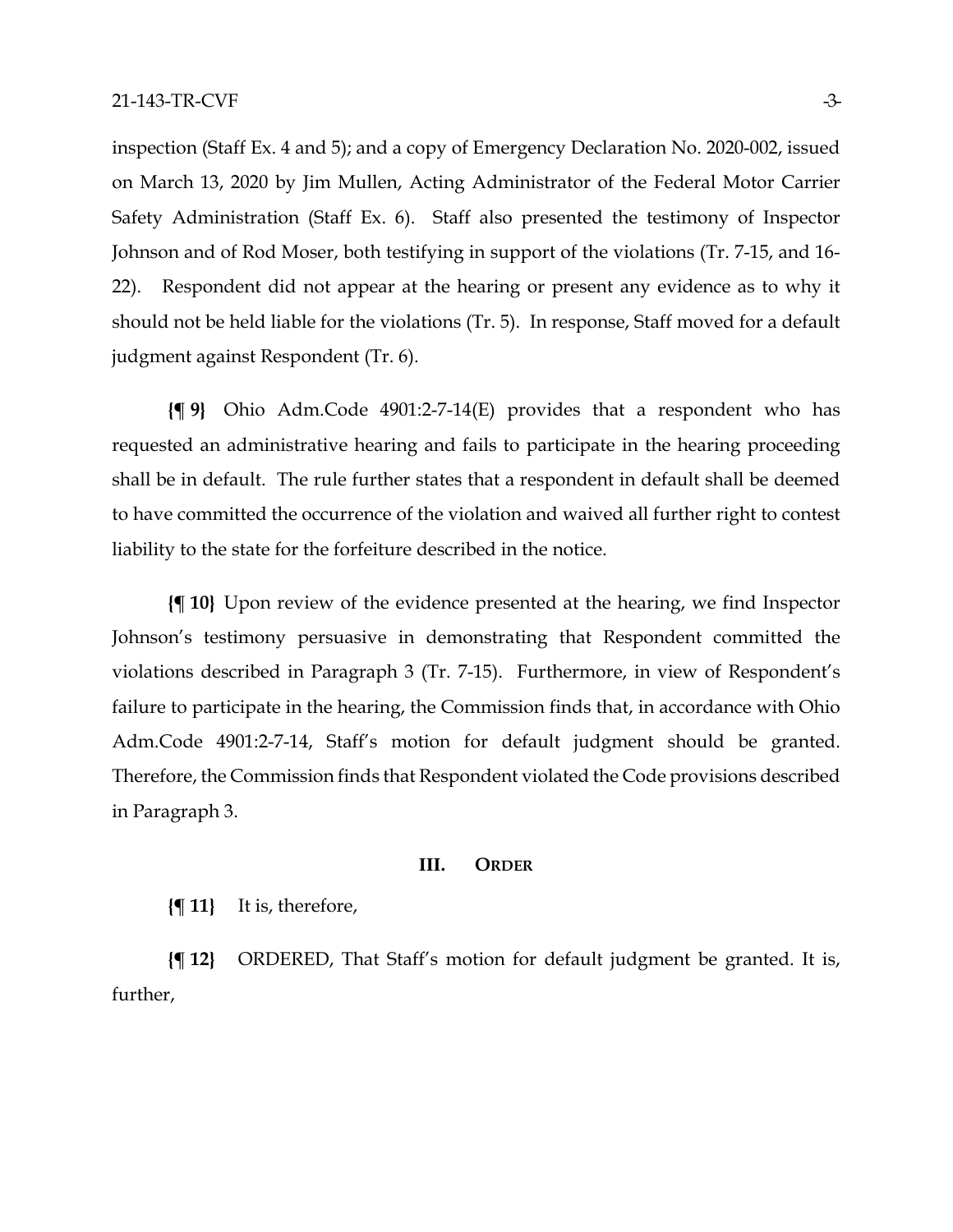inspection (Staff Ex. 4 and 5); and a copy of Emergency Declaration No. 2020-002, issued on March 13, 2020 by Jim Mullen, Acting Administrator of the Federal Motor Carrier Safety Administration (Staff Ex. 6). Staff also presented the testimony of Inspector Johnson and of Rod Moser, both testifying in support of the violations (Tr. 7-15, and 16-22). Respondent did not appear at the hearing or present any evidence as to why it should not be held liable for the violations (Tr. 5). In response, Staff moved for a default judgment against Respondent (Tr. 6).

**{¶ 9}** Ohio Adm.Code 4901:2-7-14(E) provides that a respondent who has requested an administrative hearing and fails to participate in the hearing proceeding shall be in default. The rule further states that a respondent in default shall be deemed to have committed the occurrence of the violation and waived all further right to contest liability to the state for the forfeiture described in the notice.

**{¶ 10}** Upon review of the evidence presented at the hearing, we find Inspector Johnson's testimony persuasive in demonstrating that Respondent committed the violations described in Paragraph 3 (Tr. 7-15). Furthermore, in view of Respondent's failure to participate in the hearing, the Commission finds that, in accordance with Ohio Adm.Code 4901:2-7-14, Staff's motion for default judgment should be granted. Therefore, the Commission finds that Respondent violated the Code provisions described in Paragraph 3.

## III. ORDER

**{¶ 11}** It is, therefore,

**{¶ 12}** ORDERED, That Staff's motion for default judgment be granted. It is, further,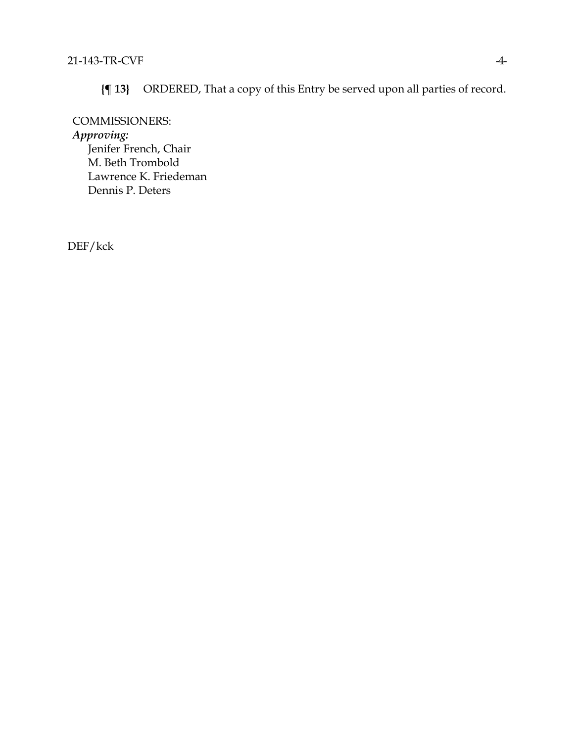**{¶ 13}** ORDERED, That a copy of this Entry be served upon all parties of record.

COMMISSIONERS:
***Approving:***
Jenifer French, Chair
M. Beth Trombold
Lawrence K. Friedeman
Dennis P. Deters

DEF/kck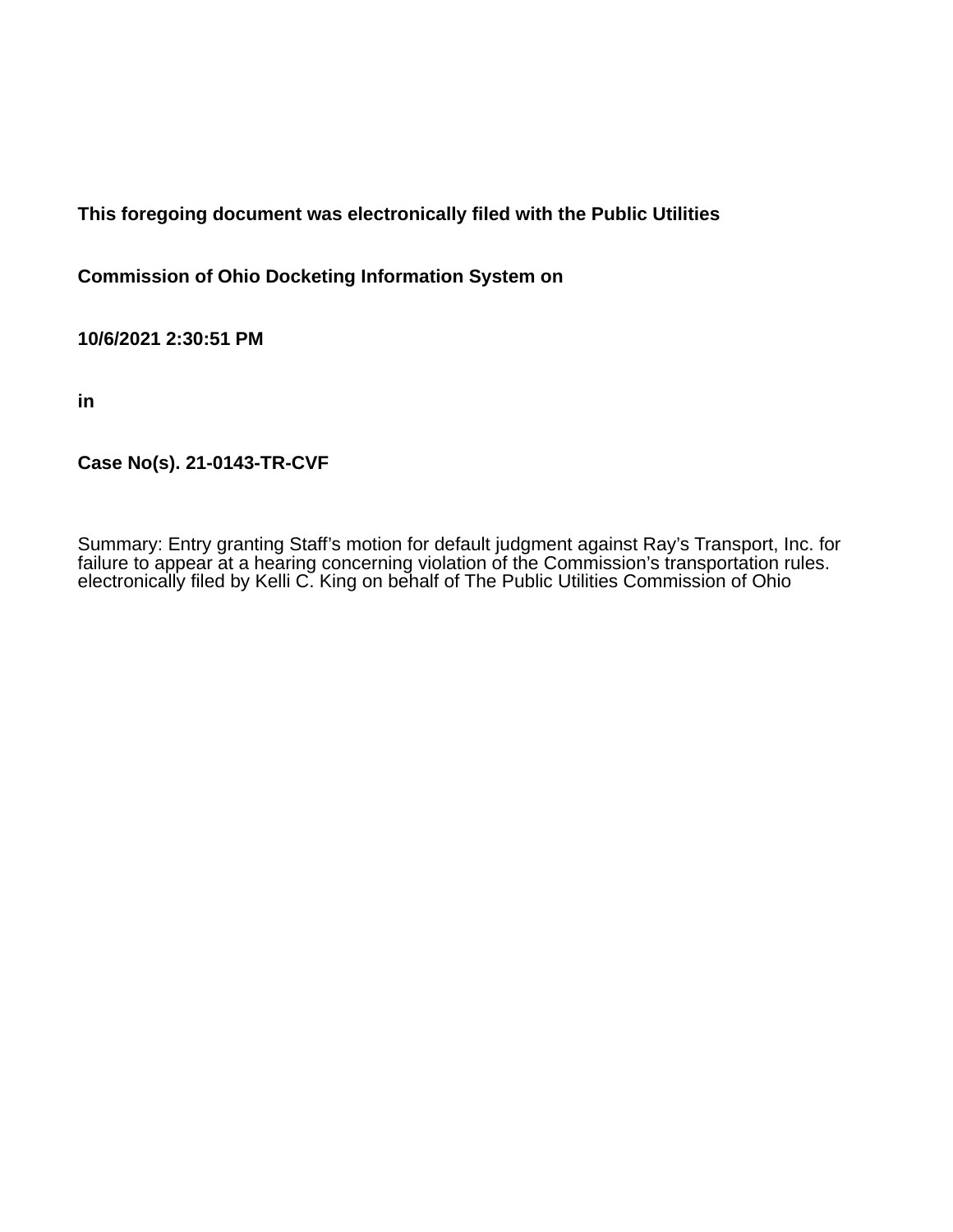**This foregoing document was electronically filed with the Public Utilities**

**Commission of Ohio Docketing Information System on**

**10/6/2021 2:30:51 PM**

**in**

**Case No(s). 21-0143-TR-CVF**

Summary: Entry granting Staff's motion for default judgment against Ray's Transport, Inc. for failure to appear at a hearing concerning violation of the Commission's transportation rules. electronically filed by Kelli C. King on behalf of The Public Utilities Commission of Ohio